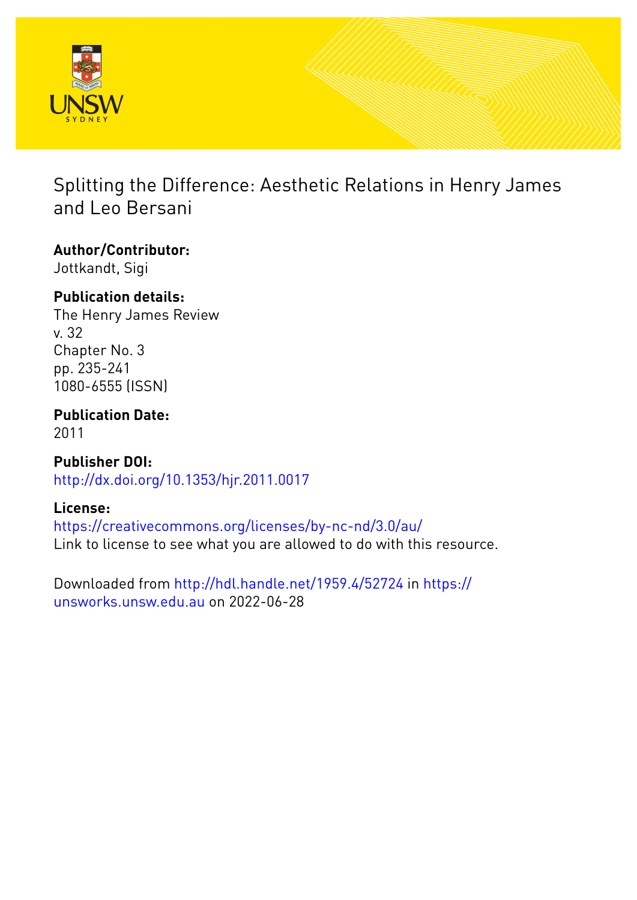# Splitting the Difference: Aesthetic Relations in Henry James and Leo Bersani

**Author/Contributor:**
Jottkandt, Sigi

**Publication details:**
The Henry James Review
v. 32
Chapter No. 3
pp. 235-241
1080-6555 (ISSN)

**Publication Date:**
2011

**Publisher DOI:**
http://dx.doi.org/10.1353/hjr.2011.0017

**License:**
https://creativecommons.org/licenses/by-nc-nd/3.0/au/
Link to license to see what you are allowed to do with this resource.

Downloaded from http://hdl.handle.net/1959.4/52724 in https://unsworks.unsw.edu.au on 2022-06-28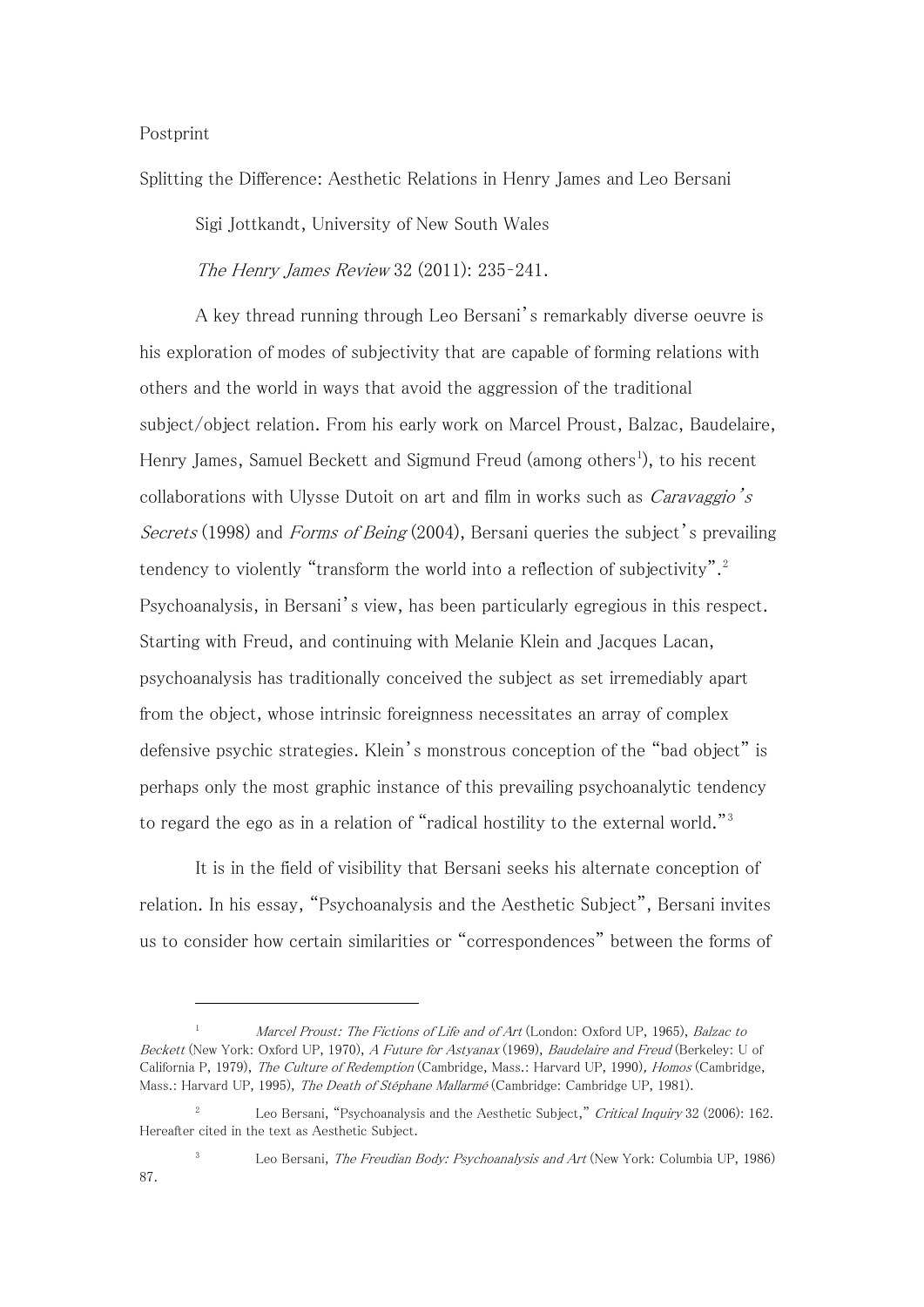Postprint

Splitting the Difference: Aesthetic Relations in Henry James and Leo Bersani

Sigi Jottkandt, University of New South Wales

*The Henry James Review* 32 (2011): 235-241.

A key thread running through Leo Bersani's remarkably diverse oeuvre is his exploration of modes of subjectivity that are capable of forming relations with others and the world in ways that avoid the aggression of the traditional subject/object relation. From his early work on Marcel Proust, Balzac, Baudelaire, Henry James, Samuel Beckett and Sigmund Freud (among others[1]), to his recent collaborations with Ulysse Dutoit on art and film in works such as *Caravaggio's Secrets* (1998) and *Forms of Being* (2004), Bersani queries the subject's prevailing tendency to violently "transform the world into a reflection of subjectivity".[2] Psychoanalysis, in Bersani's view, has been particularly egregious in this respect. Starting with Freud, and continuing with Melanie Klein and Jacques Lacan, psychoanalysis has traditionally conceived the subject as set irremediably apart from the object, whose intrinsic foreignness necessitates an array of complex defensive psychic strategies. Klein's monstrous conception of the "bad object" is perhaps only the most graphic instance of this prevailing psychoanalytic tendency to regard the ego as in a relation of "radical hostility to the external world."[3]

It is in the field of visibility that Bersani seeks his alternate conception of relation. In his essay, "Psychoanalysis and the Aesthetic Subject", Bersani invites us to consider how certain similarities or "correspondences" between the forms of

---

[1] *Marcel Proust: The Fictions of Life and of Art* (London: Oxford UP, 1965), *Balzac to Beckett* (New York: Oxford UP, 1970), *A Future for Astyanax* (1969), *Baudelaire and Freud* (Berkeley: U of California P, 1979), *The Culture of Redemption* (Cambridge, Mass.: Harvard UP, 1990), *Homos* (Cambridge, Mass.: Harvard UP, 1995), *The Death of Stéphane Mallarmé* (Cambridge: Cambridge UP, 1981).

[2] Leo Bersani, "Psychoanalysis and the Aesthetic Subject," *Critical Inquiry* 32 (2006): 162. Hereafter cited in the text as Aesthetic Subject.

[3] Leo Bersani, *The Freudian Body: Psychoanalysis and Art* (New York: Columbia UP, 1986) 87.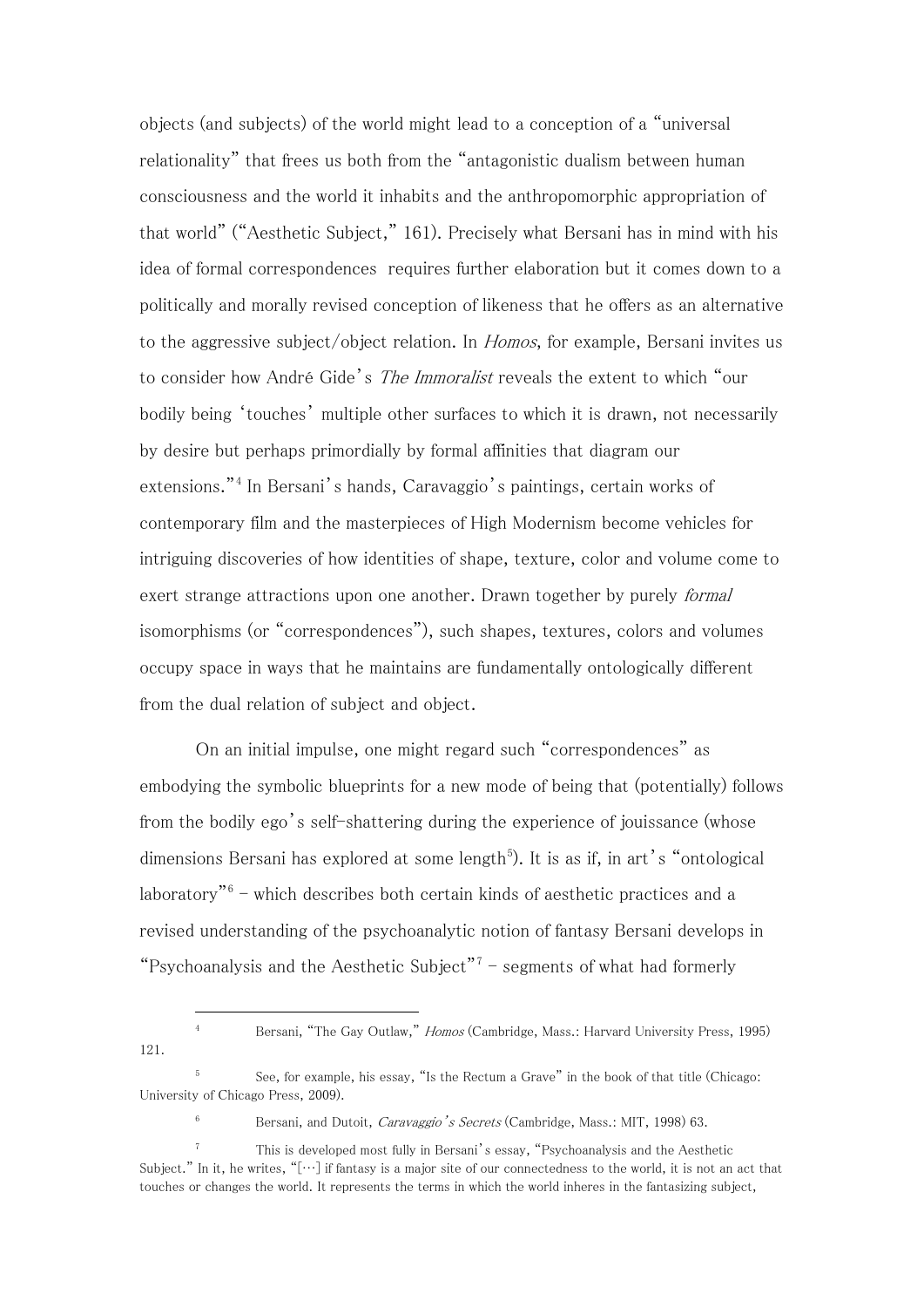objects (and subjects) of the world might lead to a conception of a "universal relationality" that frees us both from the "antagonistic dualism between human consciousness and the world it inhabits and the anthropomorphic appropriation of that world" ("Aesthetic Subject," 161). Precisely what Bersani has in mind with his idea of formal correspondences requires further elaboration but it comes down to a politically and morally revised conception of likeness that he offers as an alternative to the aggressive subject/object relation. In *Homos*, for example, Bersani invites us to consider how André Gide's *The Immoralist* reveals the extent to which "our bodily being 'touches' multiple other surfaces to which it is drawn, not necessarily by desire but perhaps primordially by formal affinities that diagram our extensions."[4] In Bersani's hands, Caravaggio's paintings, certain works of contemporary film and the masterpieces of High Modernism become vehicles for intriguing discoveries of how identities of shape, texture, color and volume come to exert strange attractions upon one another. Drawn together by purely *formal* isomorphisms (or "correspondences"), such shapes, textures, colors and volumes occupy space in ways that he maintains are fundamentally ontologically different from the dual relation of subject and object.

On an initial impulse, one might regard such "correspondences" as embodying the symbolic blueprints for a new mode of being that (potentially) follows from the bodily ego's self-shattering during the experience of jouissance (whose dimensions Bersani has explored at some length[5]). It is as if, in art's "ontological laboratory"[6] – which describes both certain kinds of aesthetic practices and a revised understanding of the psychoanalytic notion of fantasy Bersani develops in "Psychoanalysis and the Aesthetic Subject"[7] – segments of what had formerly

[4] Bersani, "The Gay Outlaw," *Homos* (Cambridge, Mass.: Harvard University Press, 1995) 121.

[5] See, for example, his essay, "Is the Rectum a Grave" in the book of that title (Chicago: University of Chicago Press, 2009).

[6] Bersani, and Dutoit, *Caravaggio's Secrets* (Cambridge, Mass.: MIT, 1998) 63.

[7] This is developed most fully in Bersani's essay, "Psychoanalysis and the Aesthetic Subject." In it, he writes, "[…] if fantasy is a major site of our connectedness to the world, it is not an act that touches or changes the world. It represents the terms in which the world inheres in the fantasizing subject,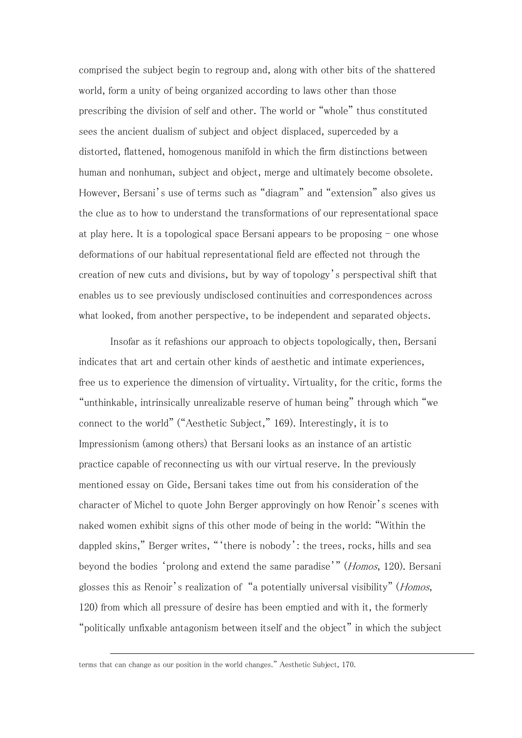comprised the subject begin to regroup and, along with other bits of the shattered world, form a unity of being organized according to laws other than those prescribing the division of self and other. The world or "whole" thus constituted sees the ancient dualism of subject and object displaced, superceded by a distorted, flattened, homogenous manifold in which the firm distinctions between human and nonhuman, subject and object, merge and ultimately become obsolete. However, Bersani's use of terms such as "diagram" and "extension" also gives us the clue as to how to understand the transformations of our representational space at play here. It is a topological space Bersani appears to be proposing – one whose deformations of our habitual representational field are effected not through the creation of new cuts and divisions, but by way of topology's perspectival shift that enables us to see previously undisclosed continuities and correspondences across what looked, from another perspective, to be independent and separated objects.

Insofar as it refashions our approach to objects topologically, then, Bersani indicates that art and certain other kinds of aesthetic and intimate experiences, free us to experience the dimension of virtuality. Virtuality, for the critic, forms the "unthinkable, intrinsically unrealizable reserve of human being" through which "we connect to the world" ("Aesthetic Subject," 169). Interestingly, it is to Impressionism (among others) that Bersani looks as an instance of an artistic practice capable of reconnecting us with our virtual reserve. In the previously mentioned essay on Gide, Bersani takes time out from his consideration of the character of Michel to quote John Berger approvingly on how Renoir's scenes with naked women exhibit signs of this other mode of being in the world: "Within the dappled skins," Berger writes, "'there is nobody': the trees, rocks, hills and sea beyond the bodies 'prolong and extend the same paradise'" (*Homos*, 120). Bersani glosses this as Renoir's realization of "a potentially universal visibility" (*Homos*, 120) from which all pressure of desire has been emptied and with it, the formerly "politically unfixable antagonism between itself and the object" in which the subject

---

terms that can change as our position in the world changes." Aesthetic Subject, 170.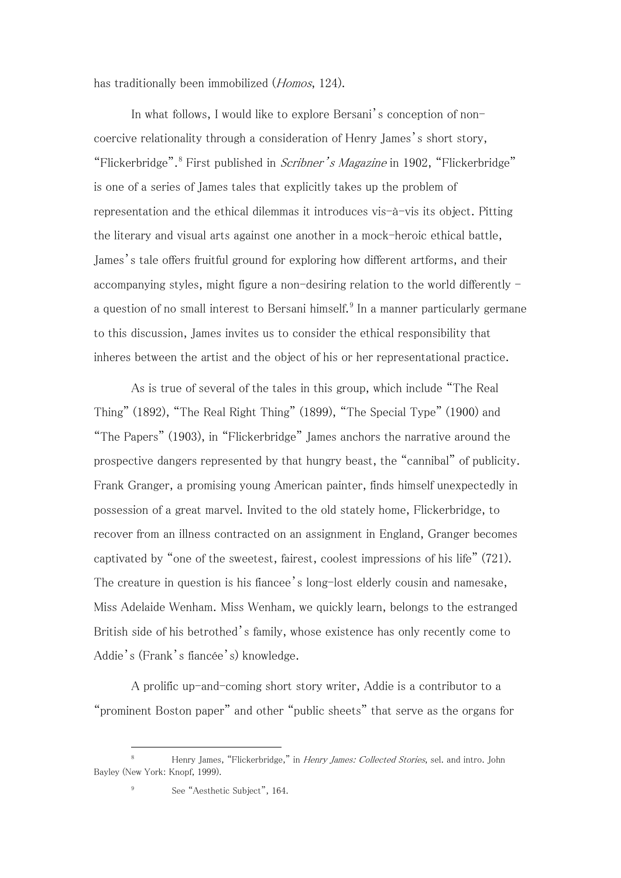has traditionally been immobilized (*Homos*, 124).

In what follows, I would like to explore Bersani's conception of non-coercive relationality through a consideration of Henry James's short story, "Flickerbridge".[8] First published in *Scribner's Magazine* in 1902, "Flickerbridge" is one of a series of James tales that explicitly takes up the problem of representation and the ethical dilemmas it introduces vis-à-vis its object. Pitting the literary and visual arts against one another in a mock-heroic ethical battle, James's tale offers fruitful ground for exploring how different artforms, and their accompanying styles, might figure a non-desiring relation to the world differently – a question of no small interest to Bersani himself.[9] In a manner particularly germane to this discussion, James invites us to consider the ethical responsibility that inheres between the artist and the object of his or her representational practice.

As is true of several of the tales in this group, which include "The Real Thing" (1892), "The Real Right Thing" (1899), "The Special Type" (1900) and "The Papers" (1903), in "Flickerbridge" James anchors the narrative around the prospective dangers represented by that hungry beast, the "cannibal" of publicity. Frank Granger, a promising young American painter, finds himself unexpectedly in possession of a great marvel. Invited to the old stately home, Flickerbridge, to recover from an illness contracted on an assignment in England, Granger becomes captivated by "one of the sweetest, fairest, coolest impressions of his life" (721). The creature in question is his fiancee's long-lost elderly cousin and namesake, Miss Adelaide Wenham. Miss Wenham, we quickly learn, belongs to the estranged British side of his betrothed's family, whose existence has only recently come to Addie's (Frank's fiancée's) knowledge.

A prolific up-and-coming short story writer, Addie is a contributor to a "prominent Boston paper" and other "public sheets" that serve as the organs for

---

[8] Henry James, "Flickerbridge," in *Henry James: Collected Stories*, sel. and intro. John Bayley (New York: Knopf, 1999).

[9] See "Aesthetic Subject", 164.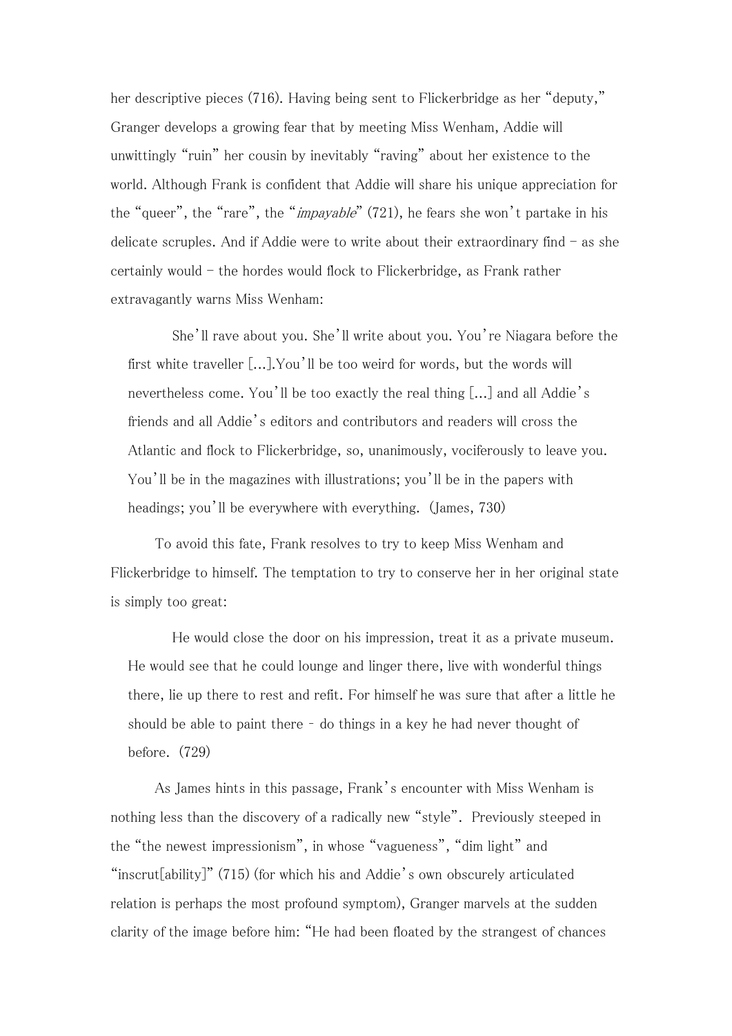her descriptive pieces (716). Having being sent to Flickerbridge as her "deputy," Granger develops a growing fear that by meeting Miss Wenham, Addie will unwittingly "ruin" her cousin by inevitably "raving" about her existence to the world. Although Frank is confident that Addie will share his unique appreciation for the "queer", the "rare", the "*impayable*" (721), he fears she won't partake in his delicate scruples. And if Addie were to write about their extraordinary find – as she certainly would – the hordes would flock to Flickerbridge, as Frank rather extravagantly warns Miss Wenham:

> She'll rave about you. She'll write about you. You're Niagara before the first white traveller [...].You'll be too weird for words, but the words will nevertheless come. You'll be too exactly the real thing [...] and all Addie's friends and all Addie's editors and contributors and readers will cross the Atlantic and flock to Flickerbridge, so, unanimously, vociferously to leave you. You'll be in the magazines with illustrations; you'll be in the papers with headings; you'll be everywhere with everything. (James, 730)

To avoid this fate, Frank resolves to try to keep Miss Wenham and Flickerbridge to himself. The temptation to try to conserve her in her original state is simply too great:

> He would close the door on his impression, treat it as a private museum. He would see that he could lounge and linger there, live with wonderful things there, lie up there to rest and refit. For himself he was sure that after a little he should be able to paint there – do things in a key he had never thought of before. (729)

As James hints in this passage, Frank's encounter with Miss Wenham is nothing less than the discovery of a radically new "style". Previously steeped in the "the newest impressionism", in whose "vagueness", "dim light" and "inscrut[ability]" (715) (for which his and Addie's own obscurely articulated relation is perhaps the most profound symptom), Granger marvels at the sudden clarity of the image before him: "He had been floated by the strangest of chances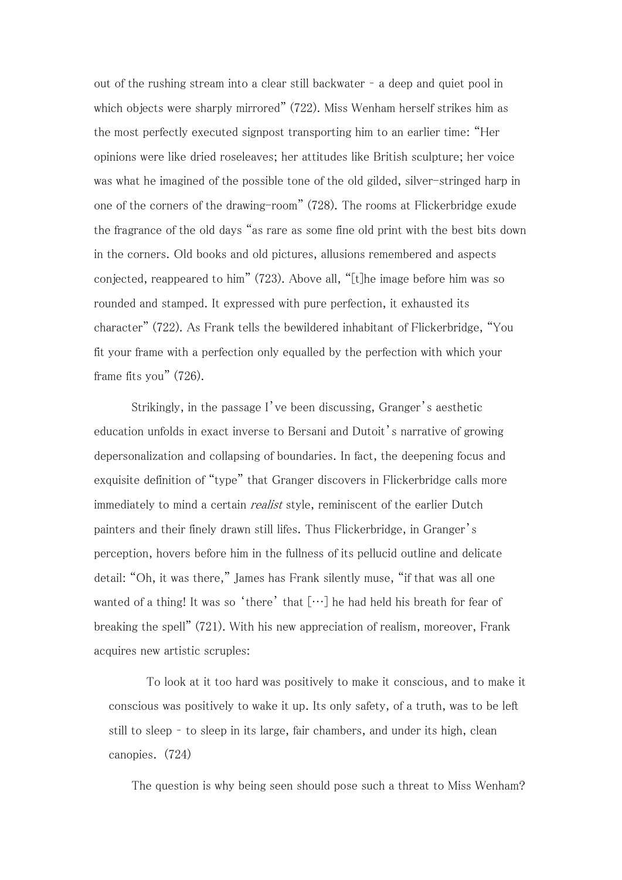out of the rushing stream into a clear still backwater – a deep and quiet pool in which objects were sharply mirrored" (722). Miss Wenham herself strikes him as the most perfectly executed signpost transporting him to an earlier time: "Her opinions were like dried roseleaves; her attitudes like British sculpture; her voice was what he imagined of the possible tone of the old gilded, silver-stringed harp in one of the corners of the drawing-room" (728). The rooms at Flickerbridge exude the fragrance of the old days "as rare as some fine old print with the best bits down in the corners. Old books and old pictures, allusions remembered and aspects conjected, reappeared to him" (723). Above all, "[t]he image before him was so rounded and stamped. It expressed with pure perfection, it exhausted its character" (722). As Frank tells the bewildered inhabitant of Flickerbridge, "You fit your frame with a perfection only equalled by the perfection with which your frame fits you" (726).

Strikingly, in the passage I've been discussing, Granger's aesthetic education unfolds in exact inverse to Bersani and Dutoit's narrative of growing depersonalization and collapsing of boundaries. In fact, the deepening focus and exquisite definition of "type" that Granger discovers in Flickerbridge calls more immediately to mind a certain *realist* style, reminiscent of the earlier Dutch painters and their finely drawn still lifes. Thus Flickerbridge, in Granger's perception, hovers before him in the fullness of its pellucid outline and delicate detail: "Oh, it was there," James has Frank silently muse, "if that was all one wanted of a thing! It was so 'there' that […] he had held his breath for fear of breaking the spell" (721). With his new appreciation of realism, moreover, Frank acquires new artistic scruples:

> To look at it too hard was positively to make it conscious, and to make it conscious was positively to wake it up. Its only safety, of a truth, was to be left still to sleep – to sleep in its large, fair chambers, and under its high, clean canopies. (724)

The question is why being seen should pose such a threat to Miss Wenham?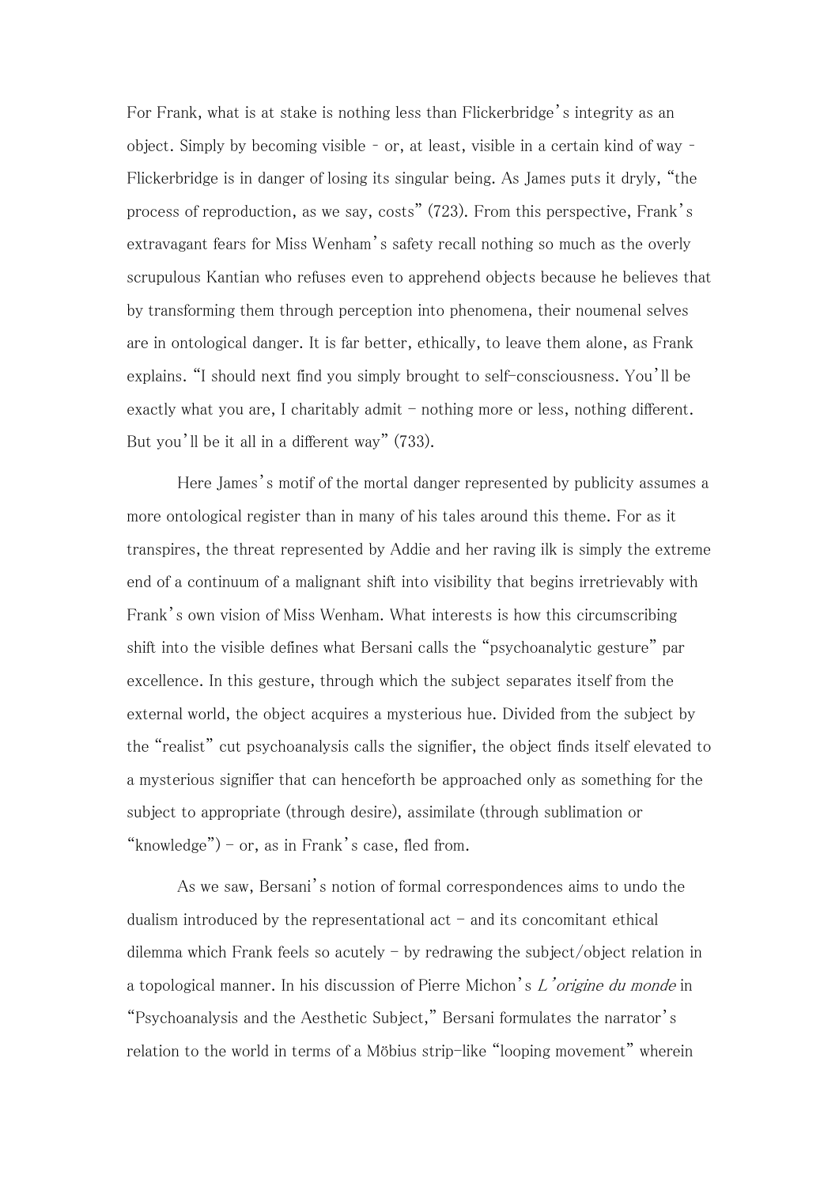For Frank, what is at stake is nothing less than Flickerbridge's integrity as an object. Simply by becoming visible - or, at least, visible in a certain kind of way - Flickerbridge is in danger of losing its singular being. As James puts it dryly, "the process of reproduction, as we say, costs" (723). From this perspective, Frank's extravagant fears for Miss Wenham's safety recall nothing so much as the overly scrupulous Kantian who refuses even to apprehend objects because he believes that by transforming them through perception into phenomena, their noumenal selves are in ontological danger. It is far better, ethically, to leave them alone, as Frank explains. "I should next find you simply brought to self-consciousness. You'll be exactly what you are, I charitably admit – nothing more or less, nothing different. But you'll be it all in a different way" (733).

Here James's motif of the mortal danger represented by publicity assumes a more ontological register than in many of his tales around this theme. For as it transpires, the threat represented by Addie and her raving ilk is simply the extreme end of a continuum of a malignant shift into visibility that begins irretrievably with Frank's own vision of Miss Wenham. What interests is how this circumscribing shift into the visible defines what Bersani calls the "psychoanalytic gesture" par excellence. In this gesture, through which the subject separates itself from the external world, the object acquires a mysterious hue. Divided from the subject by the "realist" cut psychoanalysis calls the signifier, the object finds itself elevated to a mysterious signifier that can henceforth be approached only as something for the subject to appropriate (through desire), assimilate (through sublimation or "knowledge") – or, as in Frank's case, fled from.

As we saw, Bersani's notion of formal correspondences aims to undo the dualism introduced by the representational act – and its concomitant ethical dilemma which Frank feels so acutely – by redrawing the subject/object relation in a topological manner. In his discussion of Pierre Michon's *L'origine du monde* in "Psychoanalysis and the Aesthetic Subject," Bersani formulates the narrator's relation to the world in terms of a Möbius strip-like "looping movement" wherein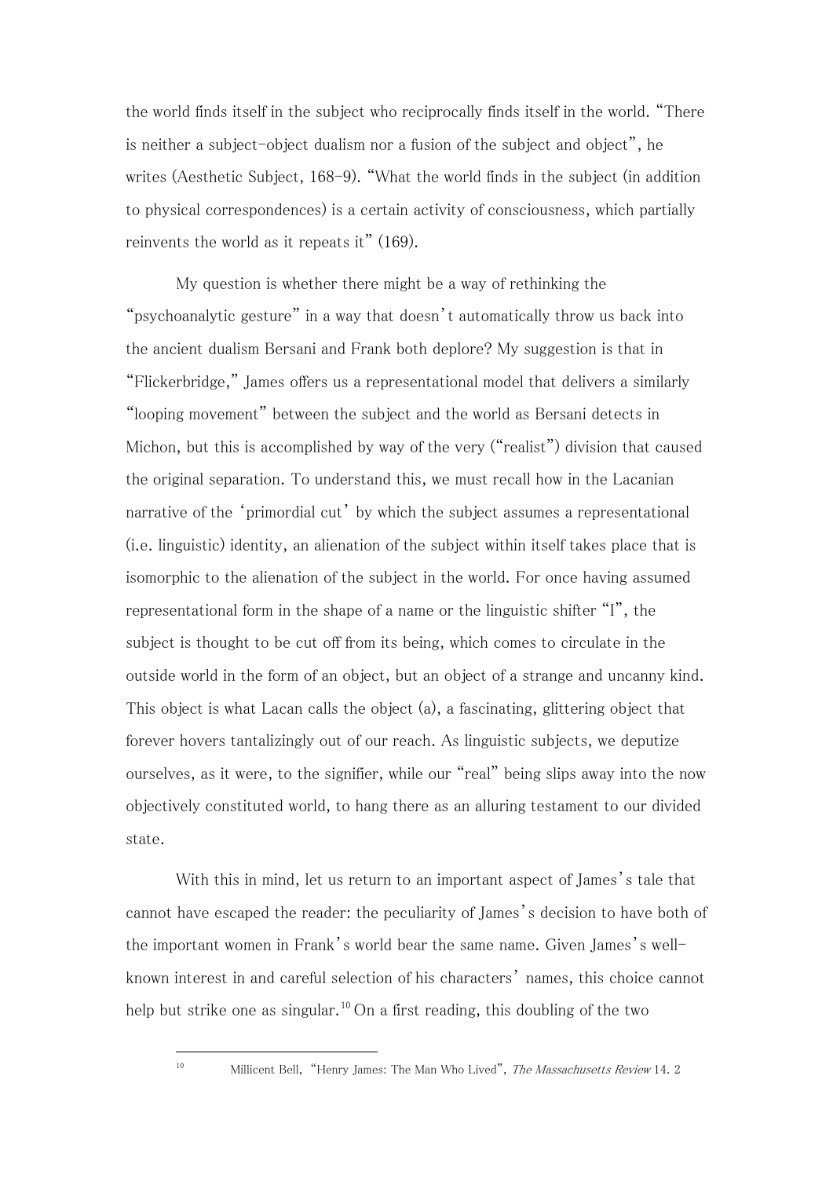the world finds itself in the subject who reciprocally finds itself in the world. "There is neither a subject-object dualism nor a fusion of the subject and object", he writes (Aesthetic Subject, 168-9). "What the world finds in the subject (in addition to physical correspondences) is a certain activity of consciousness, which partially reinvents the world as it repeats it" (169).

My question is whether there might be a way of rethinking the "psychoanalytic gesture" in a way that doesn't automatically throw us back into the ancient dualism Bersani and Frank both deplore? My suggestion is that in "Flickerbridge," James offers us a representational model that delivers a similarly "looping movement" between the subject and the world as Bersani detects in Michon, but this is accomplished by way of the very ("realist") division that caused the original separation. To understand this, we must recall how in the Lacanian narrative of the 'primordial cut' by which the subject assumes a representational (i.e. linguistic) identity, an alienation of the subject within itself takes place that is isomorphic to the alienation of the subject in the world. For once having assumed representational form in the shape of a name or the linguistic shifter "I", the subject is thought to be cut off from its being, which comes to circulate in the outside world in the form of an object, but an object of a strange and uncanny kind. This object is what Lacan calls the object (a), a fascinating, glittering object that forever hovers tantalizingly out of our reach. As linguistic subjects, we deputize ourselves, as it were, to the signifier, while our "real" being slips away into the now objectively constituted world, to hang there as an alluring testament to our divided state.

With this in mind, let us return to an important aspect of James's tale that cannot have escaped the reader: the peculiarity of James's decision to have both of the important women in Frank's world bear the same name. Given James's well-known interest in and careful selection of his characters' names, this choice cannot help but strike one as singular.[10] On a first reading, this doubling of the two

---

[10] Millicent Bell, "Henry James: The Man Who Lived", *The Massachusetts Review* 14. 2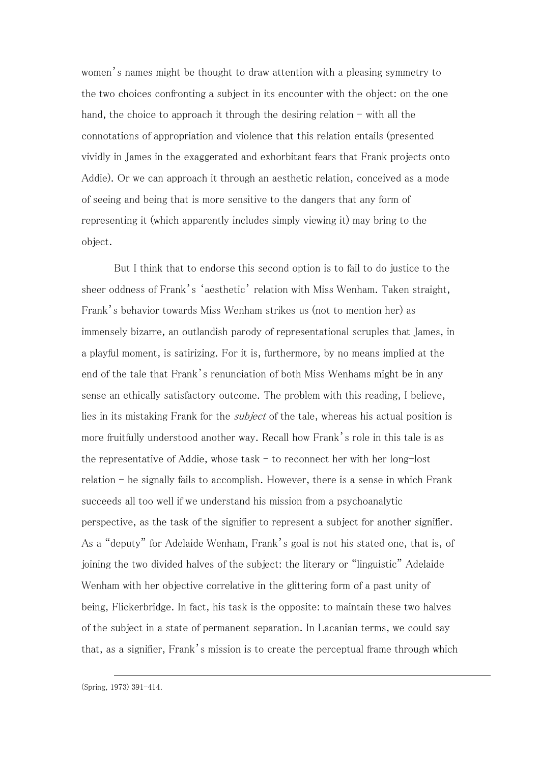women's names might be thought to draw attention with a pleasing symmetry to the two choices confronting a subject in its encounter with the object: on the one hand, the choice to approach it through the desiring relation – with all the connotations of appropriation and violence that this relation entails (presented vividly in James in the exaggerated and exhorbitant fears that Frank projects onto Addie). Or we can approach it through an aesthetic relation, conceived as a mode of seeing and being that is more sensitive to the dangers that any form of representing it (which apparently includes simply viewing it) may bring to the object.

But I think that to endorse this second option is to fail to do justice to the sheer oddness of Frank's 'aesthetic' relation with Miss Wenham. Taken straight, Frank's behavior towards Miss Wenham strikes us (not to mention her) as immensely bizarre, an outlandish parody of representational scruples that James, in a playful moment, is satirizing. For it is, furthermore, by no means implied at the end of the tale that Frank's renunciation of both Miss Wenhams might be in any sense an ethically satisfactory outcome. The problem with this reading, I believe, lies in its mistaking Frank for the *subject* of the tale, whereas his actual position is more fruitfully understood another way. Recall how Frank's role in this tale is as the representative of Addie, whose task – to reconnect her with her long-lost relation – he signally fails to accomplish. However, there is a sense in which Frank succeeds all too well if we understand his mission from a psychoanalytic perspective, as the task of the signifier to represent a subject for another signifier. As a "deputy" for Adelaide Wenham, Frank's goal is not his stated one, that is, of joining the two divided halves of the subject: the literary or "linguistic" Adelaide Wenham with her objective correlative in the glittering form of a past unity of being, Flickerbridge. In fact, his task is the opposite: to maintain these two halves of the subject in a state of permanent separation. In Lacanian terms, we could say that, as a signifier, Frank's mission is to create the perceptual frame through which

(Spring, 1973) 391-414.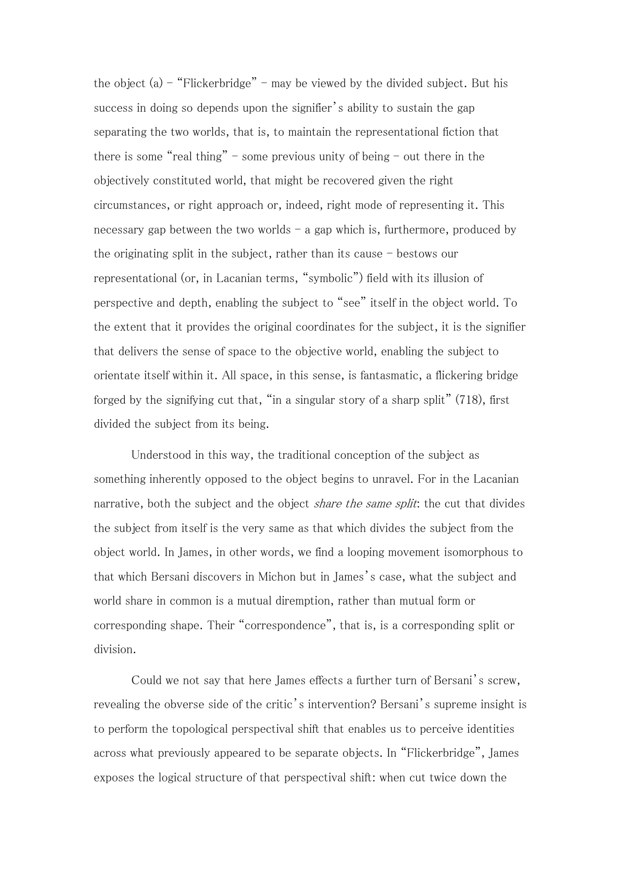the object (a) – "Flickerbridge" – may be viewed by the divided subject. But his success in doing so depends upon the signifier's ability to sustain the gap separating the two worlds, that is, to maintain the representational fiction that there is some "real thing" – some previous unity of being – out there in the objectively constituted world, that might be recovered given the right circumstances, or right approach or, indeed, right mode of representing it. This necessary gap between the two worlds – a gap which is, furthermore, produced by the originating split in the subject, rather than its cause – bestows our representational (or, in Lacanian terms, "symbolic") field with its illusion of perspective and depth, enabling the subject to "see" itself in the object world. To the extent that it provides the original coordinates for the subject, it is the signifier that delivers the sense of space to the objective world, enabling the subject to orientate itself within it. All space, in this sense, is fantasmatic, a flickering bridge forged by the signifying cut that, "in a singular story of a sharp split" (718), first divided the subject from its being.

Understood in this way, the traditional conception of the subject as something inherently opposed to the object begins to unravel. For in the Lacanian narrative, both the subject and the object *share the same split*: the cut that divides the subject from itself is the very same as that which divides the subject from the object world. In James, in other words, we find a looping movement isomorphous to that which Bersani discovers in Michon but in James's case, what the subject and world share in common is a mutual diremption, rather than mutual form or corresponding shape. Their "correspondence", that is, is a corresponding split or division.

Could we not say that here James effects a further turn of Bersani's screw, revealing the obverse side of the critic's intervention? Bersani's supreme insight is to perform the topological perspectival shift that enables us to perceive identities across what previously appeared to be separate objects. In "Flickerbridge", James exposes the logical structure of that perspectival shift: when cut twice down the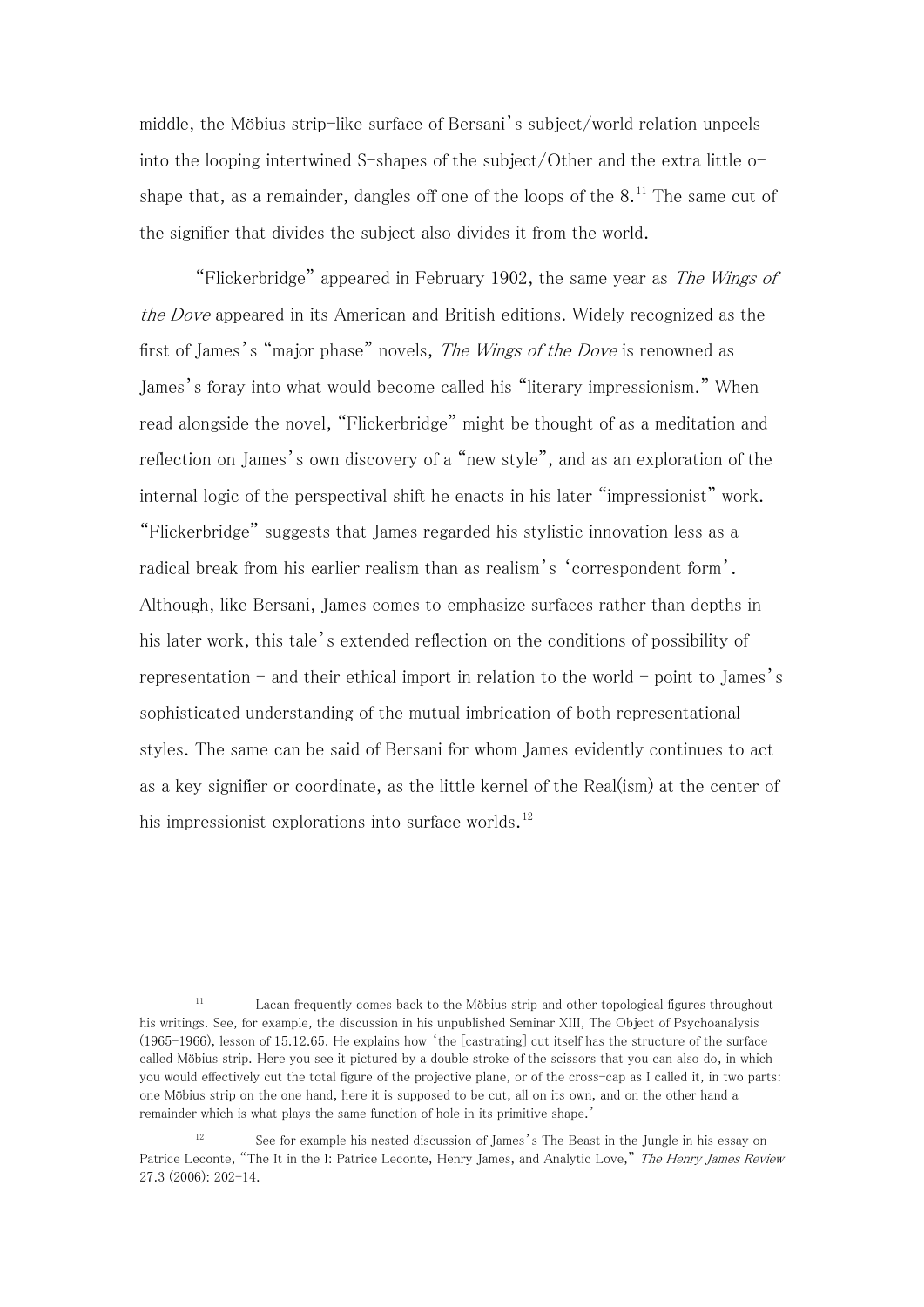middle, the Möbius strip-like surface of Bersani's subject/world relation unpeels into the looping intertwined S-shapes of the subject/Other and the extra little o-shape that, as a remainder, dangles off one of the loops of the 8.[11] The same cut of the signifier that divides the subject also divides it from the world.

"Flickerbridge" appeared in February 1902, the same year as *The Wings of the Dove* appeared in its American and British editions. Widely recognized as the first of James's "major phase" novels, *The Wings of the Dove* is renowned as James's foray into what would become called his "literary impressionism." When read alongside the novel, "Flickerbridge" might be thought of as a meditation and reflection on James's own discovery of a "new style", and as an exploration of the internal logic of the perspectival shift he enacts in his later "impressionist" work. "Flickerbridge" suggests that James regarded his stylistic innovation less as a radical break from his earlier realism than as realism's 'correspondent form'. Although, like Bersani, James comes to emphasize surfaces rather than depths in his later work, this tale's extended reflection on the conditions of possibility of representation – and their ethical import in relation to the world – point to James's sophisticated understanding of the mutual imbrication of both representational styles. The same can be said of Bersani for whom James evidently continues to act as a key signifier or coordinate, as the little kernel of the Real(ism) at the center of his impressionist explorations into surface worlds.[12]

---

[11] Lacan frequently comes back to the Möbius strip and other topological figures throughout his writings. See, for example, the discussion in his unpublished Seminar XIII, The Object of Psychoanalysis (1965-1966), lesson of 15.12.65. He explains how 'the [castrating] cut itself has the structure of the surface called Möbius strip. Here you see it pictured by a double stroke of the scissors that you can also do, in which you would effectively cut the total figure of the projective plane, or of the cross-cap as I called it, in two parts: one Möbius strip on the one hand, here it is supposed to be cut, all on its own, and on the other hand a remainder which is what plays the same function of hole in its primitive shape.'

[12] See for example his nested discussion of James's The Beast in the Jungle in his essay on Patrice Leconte, "The It in the I: Patrice Leconte, Henry James, and Analytic Love," *The Henry James Review* 27.3 (2006): 202-14.